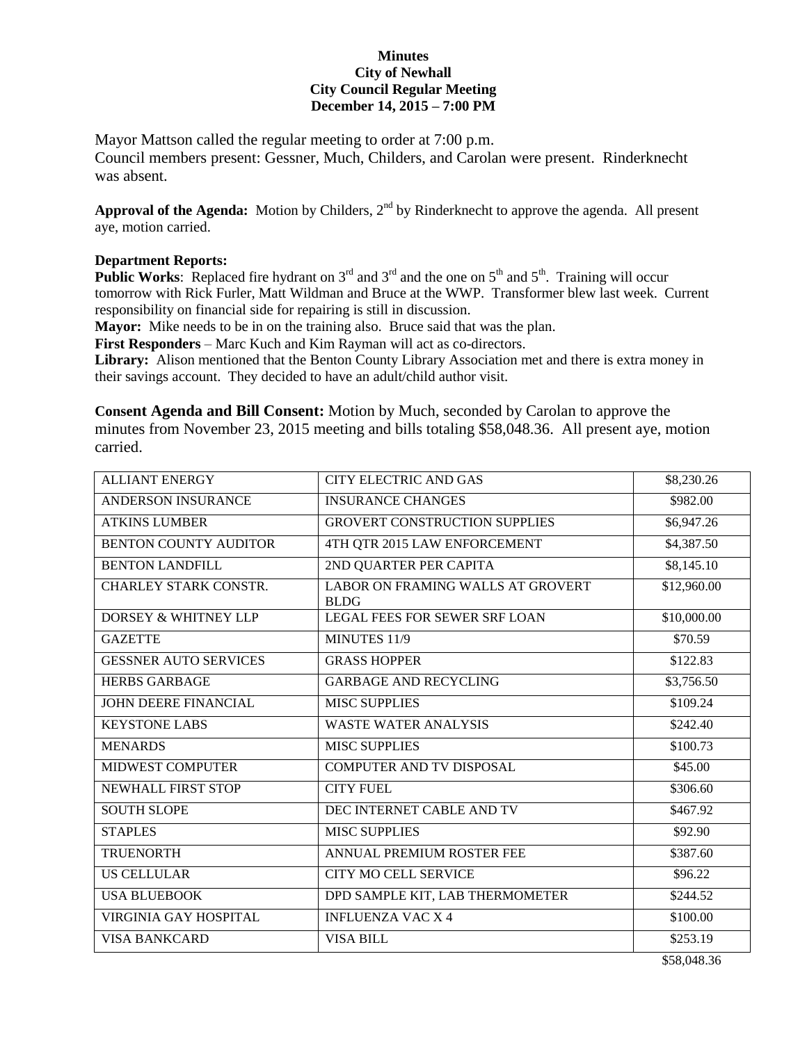**Minutes**
**City of Newhall**
**City Council Regular Meeting**
**December 14, 2015 – 7:00 PM**

Mayor Mattson called the regular meeting to order at 7:00 p.m.
Council members present: Gessner, Much, Childers, and Carolan were present. Rinderknecht was absent.

**Approval of the Agenda:** Motion by Childers, 2nd by Rinderknecht to approve the agenda. All present aye, motion carried.

**Department Reports:**
**Public Works**: Replaced fire hydrant on 3rd and 3rd and the one on 5th and 5th. Training will occur tomorrow with Rick Furler, Matt Wildman and Bruce at the WWP. Transformer blew last week. Current responsibility on financial side for repairing is still in discussion.
**Mayor:** Mike needs to be in on the training also. Bruce said that was the plan.
**First Responders** – Marc Kuch and Kim Rayman will act as co-directors.
**Library:** Alison mentioned that the Benton County Library Association met and there is extra money in their savings account. They decided to have an adult/child author visit.

**Consent Agenda and Bill Consent:** Motion by Much, seconded by Carolan to approve the minutes from November 23, 2015 meeting and bills totaling $58,048.36. All present aye, motion carried.

| | | |
|---|---|---|
| ALLIANT ENERGY | CITY ELECTRIC AND GAS | $8,230.26 |
| ANDERSON INSURANCE | INSURANCE CHANGES | $982.00 |
| ATKINS LUMBER | GROVERT CONSTRUCTION SUPPLIES | $6,947.26 |
| BENTON COUNTY AUDITOR | 4TH QTR 2015 LAW ENFORCEMENT | $4,387.50 |
| BENTON LANDFILL | 2ND QUARTER PER CAPITA | $8,145.10 |
| CHARLEY STARK CONSTR. | LABOR ON FRAMING WALLS AT GROVERT BLDG | $12,960.00 |
| DORSEY & WHITNEY LLP | LEGAL FEES FOR SEWER SRF LOAN | $10,000.00 |
| GAZETTE | MINUTES 11/9 | $70.59 |
| GESSNER AUTO SERVICES | GRASS HOPPER | $122.83 |
| HERBS GARBAGE | GARBAGE AND RECYCLING | $3,756.50 |
| JOHN DEERE FINANCIAL | MISC SUPPLIES | $109.24 |
| KEYSTONE LABS | WASTE WATER ANALYSIS | $242.40 |
| MENARDS | MISC SUPPLIES | $100.73 |
| MIDWEST COMPUTER | COMPUTER AND TV DISPOSAL | $45.00 |
| NEWHALL FIRST STOP | CITY FUEL | $306.60 |
| SOUTH SLOPE | DEC INTERNET CABLE AND TV | $467.92 |
| STAPLES | MISC SUPPLIES | $92.90 |
| TRUENORTH | ANNUAL PREMIUM ROSTER FEE | $387.60 |
| US CELLULAR | CITY MO CELL SERVICE | $96.22 |
| USA BLUEBOOK | DPD SAMPLE KIT, LAB THERMOMETER | $244.52 |
| VIRGINIA GAY HOSPITAL | INFLUENZA VAC X 4 | $100.00 |
| VISA BANKCARD | VISA BILL | $253.19 |
| | | $58,048.36 |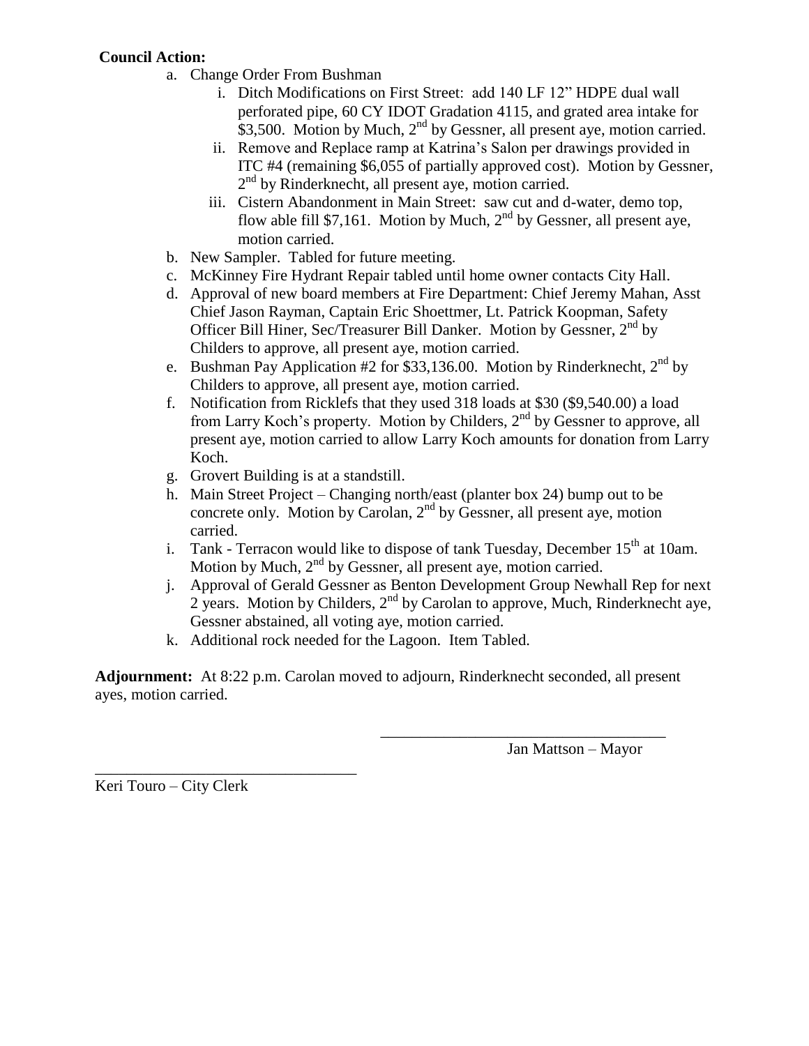**Council Action:**

a. Change Order From Bushman
   i. Ditch Modifications on First Street: add 140 LF 12" HDPE dual wall perforated pipe, 60 CY IDOT Gradation 4115, and grated area intake for \$3,500. Motion by Much, 2nd by Gessner, all present aye, motion carried.
   ii. Remove and Replace ramp at Katrina's Salon per drawings provided in ITC #4 (remaining \$6,055 of partially approved cost). Motion by Gessner, 2nd by Rinderknecht, all present aye, motion carried.
   iii. Cistern Abandonment in Main Street: saw cut and d-water, demo top, flow able fill \$7,161. Motion by Much, 2nd by Gessner, all present aye, motion carried.
b. New Sampler. Tabled for future meeting.
c. McKinney Fire Hydrant Repair tabled until home owner contacts City Hall.
d. Approval of new board members at Fire Department: Chief Jeremy Mahan, Asst Chief Jason Rayman, Captain Eric Shoettmer, Lt. Patrick Koopman, Safety Officer Bill Hiner, Sec/Treasurer Bill Danker. Motion by Gessner, 2nd by Childers to approve, all present aye, motion carried.
e. Bushman Pay Application #2 for \$33,136.00. Motion by Rinderknecht, 2nd by Childers to approve, all present aye, motion carried.
f. Notification from Ricklefs that they used 318 loads at \$30 (\$9,540.00) a load from Larry Koch's property. Motion by Childers, 2nd by Gessner to approve, all present aye, motion carried to allow Larry Koch amounts for donation from Larry Koch.
g. Grovert Building is at a standstill.
h. Main Street Project – Changing north/east (planter box 24) bump out to be concrete only. Motion by Carolan, 2nd by Gessner, all present aye, motion carried.
i. Tank - Terracon would like to dispose of tank Tuesday, December 15th at 10am. Motion by Much, 2nd by Gessner, all present aye, motion carried.
j. Approval of Gerald Gessner as Benton Development Group Newhall Rep for next 2 years. Motion by Childers, 2nd by Carolan to approve, Much, Rinderknecht aye, Gessner abstained, all voting aye, motion carried.
k. Additional rock needed for the Lagoon. Item Tabled.

**Adjournment:** At 8:22 p.m. Carolan moved to adjourn, Rinderknecht seconded, all present ayes, motion carried.

\_\_\_\_\_\_\_\_\_\_\_\_\_\_\_\_\_\_\_\_\_\_\_\_\_\_\_\_\_\_\_\_\_\_\_\_
Jan Mattson – Mayor

\_\_\_\_\_\_\_\_\_\_\_\_\_\_\_\_\_\_\_\_\_\_\_\_\_\_\_\_\_\_\_\_\_\_\_\_
Keri Touro – City Clerk